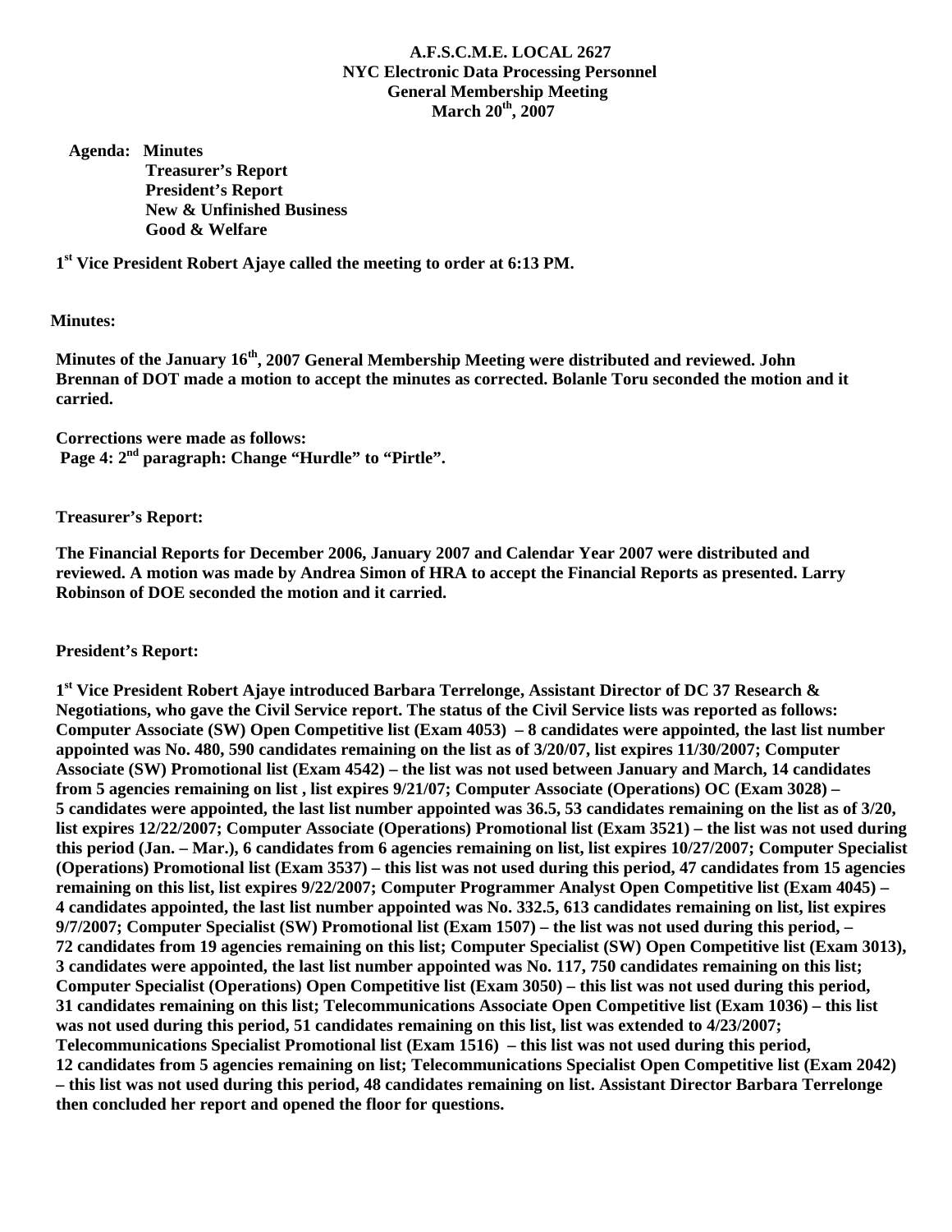**A.F.S.C.M.E. LOCAL 2627**
**NYC Electronic Data Processing Personnel**
**General Membership Meeting**
**March 20th, 2007**

**Agenda: Minutes**
**Treasurer's Report**
**President's Report**
**New & Unfinished Business**
**Good & Welfare**

**1st Vice President Robert Ajaye called the meeting to order at 6:13 PM.**

**Minutes:**

**Minutes of the January 16th, 2007 General Membership Meeting were distributed and reviewed. John Brennan of DOT made a motion to accept the minutes as corrected. Bolanle Toru seconded the motion and it carried.**

**Corrections were made as follows:**
**Page 4: 2nd paragraph: Change "Hurdle" to "Pirtle".**

**Treasurer's Report:**

**The Financial Reports for December 2006, January 2007 and Calendar Year 2007 were distributed and reviewed. A motion was made by Andrea Simon of HRA to accept the Financial Reports as presented. Larry Robinson of DOE seconded the motion and it carried.**

**President's Report:**

**1st Vice President Robert Ajaye introduced Barbara Terrelonge, Assistant Director of DC 37 Research & Negotiations, who gave the Civil Service report. The status of the Civil Service lists was reported as follows: Computer Associate (SW) Open Competitive list (Exam 4053) – 8 candidates were appointed, the last list number appointed was No. 480, 590 candidates remaining on the list as of 3/20/07, list expires 11/30/2007; Computer Associate (SW) Promotional list (Exam 4542) – the list was not used between January and March, 14 candidates from 5 agencies remaining on list , list expires 9/21/07; Computer Associate (Operations) OC (Exam 3028) – 5 candidates were appointed, the last list number appointed was 36.5, 53 candidates remaining on the list as of 3/20, list expires 12/22/2007; Computer Associate (Operations) Promotional list (Exam 3521) – the list was not used during this period (Jan. – Mar.), 6 candidates from 6 agencies remaining on list, list expires 10/27/2007; Computer Specialist (Operations) Promotional list (Exam 3537) – this list was not used during this period, 47 candidates from 15 agencies remaining on this list, list expires 9/22/2007; Computer Programmer Analyst Open Competitive list (Exam 4045) – 4 candidates appointed, the last list number appointed was No. 332.5, 613 candidates remaining on list, list expires 9/7/2007; Computer Specialist (SW) Promotional list (Exam 1507) – the list was not used during this period, – 72 candidates from 19 agencies remaining on this list; Computer Specialist (SW) Open Competitive list (Exam 3013), 3 candidates were appointed, the last list number appointed was No. 117, 750 candidates remaining on this list; Computer Specialist (Operations) Open Competitive list (Exam 3050) – this list was not used during this period, 31 candidates remaining on this list; Telecommunications Associate Open Competitive list (Exam 1036) – this list was not used during this period, 51 candidates remaining on this list, list was extended to 4/23/2007; Telecommunications Specialist Promotional list (Exam 1516) – this list was not used during this period, 12 candidates from 5 agencies remaining on list; Telecommunications Specialist Open Competitive list (Exam 2042) – this list was not used during this period, 48 candidates remaining on list. Assistant Director Barbara Terrelonge then concluded her report and opened the floor for questions.**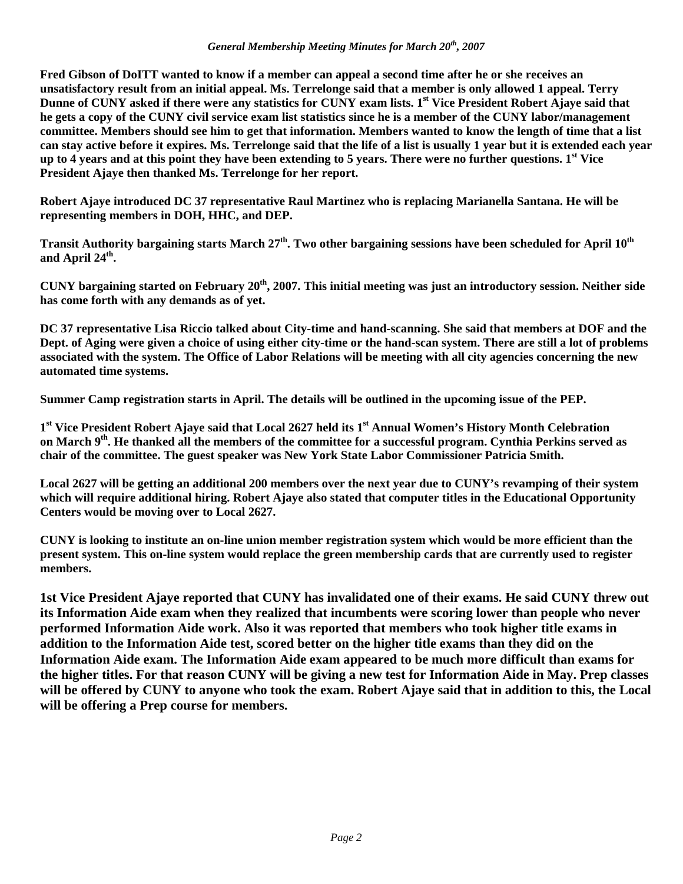**Fred Gibson of DoITT wanted to know if a member can appeal a second time after he or she receives an unsatisfactory result from an initial appeal. Ms. Terrelonge said that a member is only allowed 1 appeal. Terry Dunne of CUNY asked if there were any statistics for CUNY exam lists. 1st Vice President Robert Ajaye said that he gets a copy of the CUNY civil service exam list statistics since he is a member of the CUNY labor/management committee. Members should see him to get that information. Members wanted to know the length of time that a list can stay active before it expires. Ms. Terrelonge said that the life of a list is usually 1 year but it is extended each year up to 4 years and at this point they have been extending to 5 years. There were no further questions. 1st Vice President Ajaye then thanked Ms. Terrelonge for her report.**

**Robert Ajaye introduced DC 37 representative Raul Martinez who is replacing Marianella Santana. He will be representing members in DOH, HHC, and DEP.**

**Transit Authority bargaining starts March 27th. Two other bargaining sessions have been scheduled for April 10th and April 24th.**

**CUNY bargaining started on February 20th, 2007. This initial meeting was just an introductory session. Neither side has come forth with any demands as of yet.**

**DC 37 representative Lisa Riccio talked about City-time and hand-scanning. She said that members at DOF and the Dept. of Aging were given a choice of using either city-time or the hand-scan system. There are still a lot of problems associated with the system. The Office of Labor Relations will be meeting with all city agencies concerning the new automated time systems.**

**Summer Camp registration starts in April. The details will be outlined in the upcoming issue of the PEP.**

**1st Vice President Robert Ajaye said that Local 2627 held its 1st Annual Women's History Month Celebration on March 9th. He thanked all the members of the committee for a successful program. Cynthia Perkins served as chair of the committee. The guest speaker was New York State Labor Commissioner Patricia Smith.**

**Local 2627 will be getting an additional 200 members over the next year due to CUNY's revamping of their system which will require additional hiring. Robert Ajaye also stated that computer titles in the Educational Opportunity Centers would be moving over to Local 2627.**

**CUNY is looking to institute an on-line union member registration system which would be more efficient than the present system. This on-line system would replace the green membership cards that are currently used to register members.**

**1st Vice President Ajaye reported that CUNY has invalidated one of their exams. He said CUNY threw out its Information Aide exam when they realized that incumbents were scoring lower than people who never performed Information Aide work. Also it was reported that members who took higher title exams in addition to the Information Aide test, scored better on the higher title exams than they did on the Information Aide exam. The Information Aide exam appeared to be much more difficult than exams for the higher titles. For that reason CUNY will be giving a new test for Information Aide in May. Prep classes will be offered by CUNY to anyone who took the exam. Robert Ajaye said that in addition to this, the Local will be offering a Prep course for members.**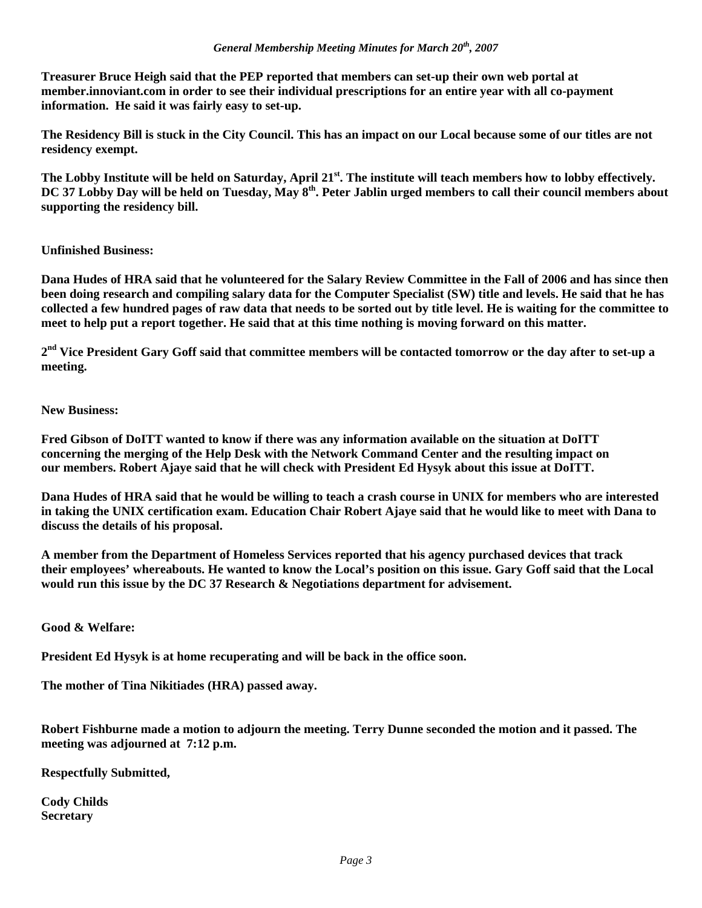**Treasurer Bruce Heigh said that the PEP reported that members can set-up their own web portal at member.innoviant.com in order to see their individual prescriptions for an entire year with all co-payment information. He said it was fairly easy to set-up.**

**The Residency Bill is stuck in the City Council. This has an impact on our Local because some of our titles are not residency exempt.**

**The Lobby Institute will be held on Saturday, April 21st. The institute will teach members how to lobby effectively. DC 37 Lobby Day will be held on Tuesday, May 8th. Peter Jablin urged members to call their council members about supporting the residency bill.**

**Unfinished Business:**

**Dana Hudes of HRA said that he volunteered for the Salary Review Committee in the Fall of 2006 and has since then been doing research and compiling salary data for the Computer Specialist (SW) title and levels. He said that he has collected a few hundred pages of raw data that needs to be sorted out by title level. He is waiting for the committee to meet to help put a report together. He said that at this time nothing is moving forward on this matter.**

**2nd Vice President Gary Goff said that committee members will be contacted tomorrow or the day after to set-up a meeting.**

**New Business:**

**Fred Gibson of DoITT wanted to know if there was any information available on the situation at DoITT concerning the merging of the Help Desk with the Network Command Center and the resulting impact on our members. Robert Ajaye said that he will check with President Ed Hysyk about this issue at DoITT.**

**Dana Hudes of HRA said that he would be willing to teach a crash course in UNIX for members who are interested in taking the UNIX certification exam. Education Chair Robert Ajaye said that he would like to meet with Dana to discuss the details of his proposal.**

**A member from the Department of Homeless Services reported that his agency purchased devices that track their employees' whereabouts. He wanted to know the Local's position on this issue. Gary Goff said that the Local would run this issue by the DC 37 Research & Negotiations department for advisement.**

**Good & Welfare:**

**President Ed Hysyk is at home recuperating and will be back in the office soon.**

**The mother of Tina Nikitiades (HRA) passed away.**

**Robert Fishburne made a motion to adjourn the meeting. Terry Dunne seconded the motion and it passed. The meeting was adjourned at 7:12 p.m.**

**Respectfully Submitted,**

**Cody Childs**
**Secretary**